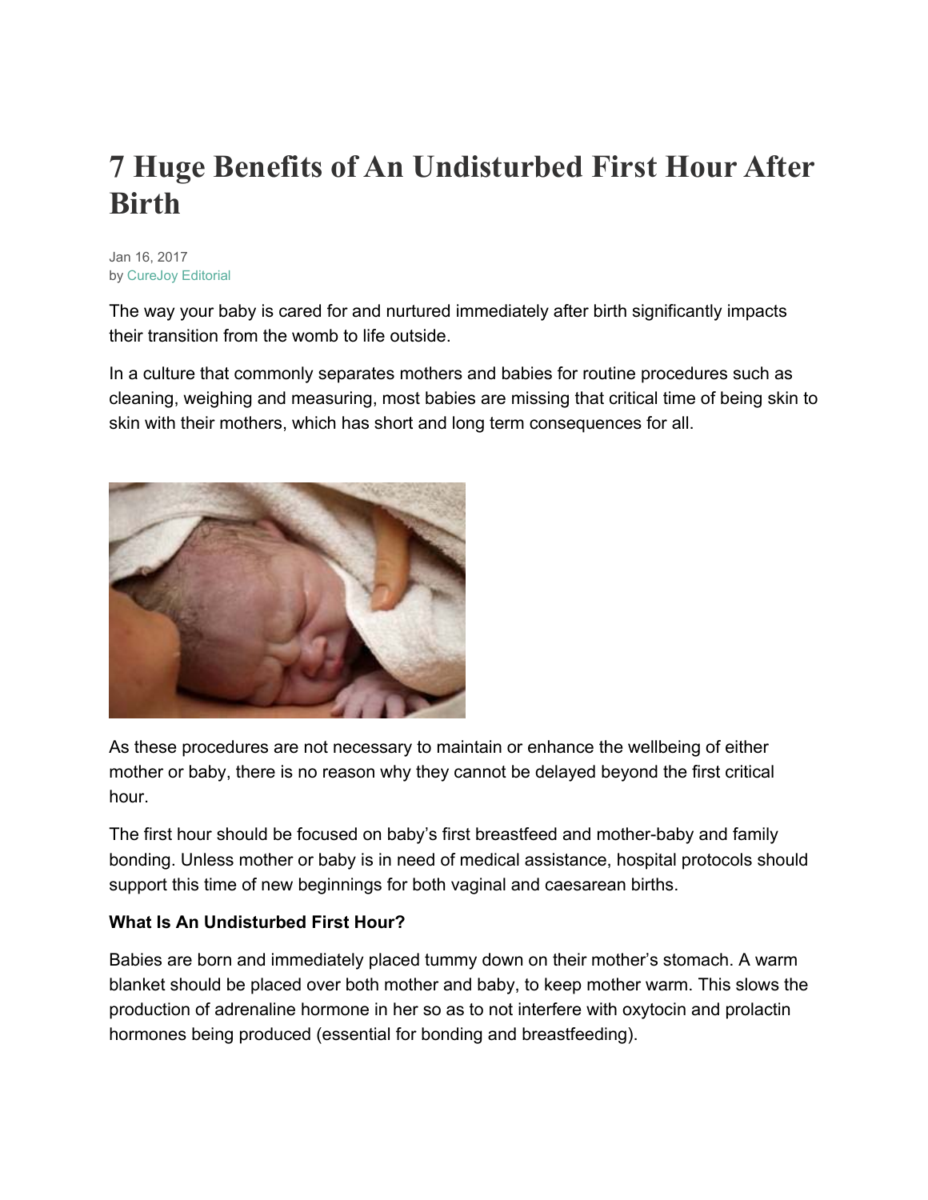# 7 Huge Benefits of An Undisturbed First Hour After Birth

Jan 16, 2017
by CureJoy Editorial

The way your baby is cared for and nurtured immediately after birth significantly impacts their transition from the womb to life outside.

In a culture that commonly separates mothers and babies for routine procedures such as cleaning, weighing and measuring, most babies are missing that critical time of being skin to skin with their mothers, which has short and long term consequences for all.

As these procedures are not necessary to maintain or enhance the wellbeing of either mother or baby, there is no reason why they cannot be delayed beyond the first critical hour.

The first hour should be focused on baby's first breastfeed and mother-baby and family bonding. Unless mother or baby is in need of medical assistance, hospital protocols should support this time of new beginnings for both vaginal and caesarean births.

**What Is An Undisturbed First Hour?**

Babies are born and immediately placed tummy down on their mother's stomach. A warm blanket should be placed over both mother and baby, to keep mother warm. This slows the production of adrenaline hormone in her so as to not interfere with oxytocin and prolactin hormones being produced (essential for bonding and breastfeeding).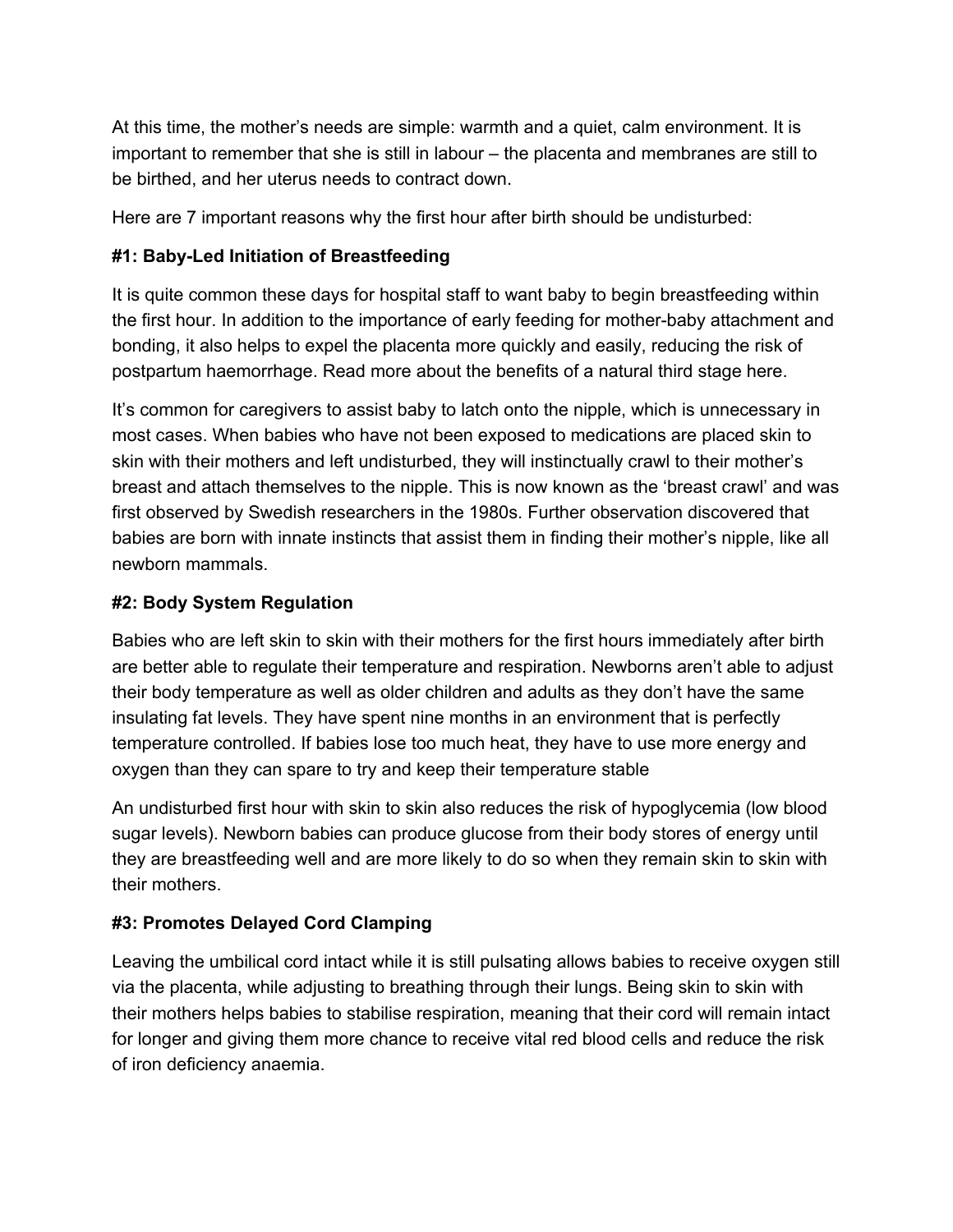At this time, the mother's needs are simple: warmth and a quiet, calm environment. It is important to remember that she is still in labour – the placenta and membranes are still to be birthed, and her uterus needs to contract down.

Here are 7 important reasons why the first hour after birth should be undisturbed:

### #1: Baby-Led Initiation of Breastfeeding

It is quite common these days for hospital staff to want baby to begin breastfeeding within the first hour. In addition to the importance of early feeding for mother-baby attachment and bonding, it also helps to expel the placenta more quickly and easily, reducing the risk of postpartum haemorrhage. Read more about the benefits of a natural third stage here.

It's common for caregivers to assist baby to latch onto the nipple, which is unnecessary in most cases. When babies who have not been exposed to medications are placed skin to skin with their mothers and left undisturbed, they will instinctually crawl to their mother's breast and attach themselves to the nipple. This is now known as the 'breast crawl' and was first observed by Swedish researchers in the 1980s. Further observation discovered that babies are born with innate instincts that assist them in finding their mother's nipple, like all newborn mammals.

### #2: Body System Regulation

Babies who are left skin to skin with their mothers for the first hours immediately after birth are better able to regulate their temperature and respiration. Newborns aren't able to adjust their body temperature as well as older children and adults as they don't have the same insulating fat levels. They have spent nine months in an environment that is perfectly temperature controlled. If babies lose too much heat, they have to use more energy and oxygen than they can spare to try and keep their temperature stable

An undisturbed first hour with skin to skin also reduces the risk of hypoglycemia (low blood sugar levels). Newborn babies can produce glucose from their body stores of energy until they are breastfeeding well and are more likely to do so when they remain skin to skin with their mothers.

### #3: Promotes Delayed Cord Clamping

Leaving the umbilical cord intact while it is still pulsating allows babies to receive oxygen still via the placenta, while adjusting to breathing through their lungs. Being skin to skin with their mothers helps babies to stabilise respiration, meaning that their cord will remain intact for longer and giving them more chance to receive vital red blood cells and reduce the risk of iron deficiency anaemia.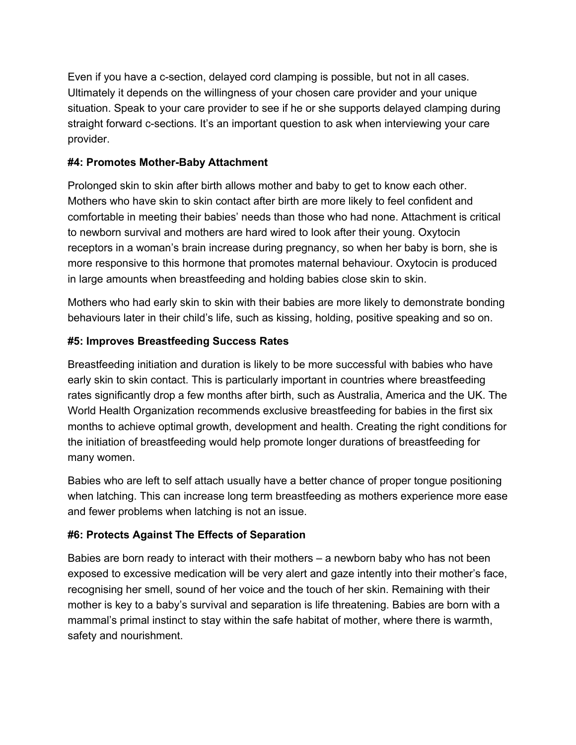Even if you have a c-section, delayed cord clamping is possible, but not in all cases. Ultimately it depends on the willingness of your chosen care provider and your unique situation. Speak to your care provider to see if he or she supports delayed clamping during straight forward c-sections. It's an important question to ask when interviewing your care provider.

### #4: Promotes Mother-Baby Attachment

Prolonged skin to skin after birth allows mother and baby to get to know each other. Mothers who have skin to skin contact after birth are more likely to feel confident and comfortable in meeting their babies' needs than those who had none. Attachment is critical to newborn survival and mothers are hard wired to look after their young. Oxytocin receptors in a woman's brain increase during pregnancy, so when her baby is born, she is more responsive to this hormone that promotes maternal behaviour. Oxytocin is produced in large amounts when breastfeeding and holding babies close skin to skin.

Mothers who had early skin to skin with their babies are more likely to demonstrate bonding behaviours later in their child's life, such as kissing, holding, positive speaking and so on.

### #5: Improves Breastfeeding Success Rates

Breastfeeding initiation and duration is likely to be more successful with babies who have early skin to skin contact. This is particularly important in countries where breastfeeding rates significantly drop a few months after birth, such as Australia, America and the UK. The World Health Organization recommends exclusive breastfeeding for babies in the first six months to achieve optimal growth, development and health. Creating the right conditions for the initiation of breastfeeding would help promote longer durations of breastfeeding for many women.

Babies who are left to self attach usually have a better chance of proper tongue positioning when latching. This can increase long term breastfeeding as mothers experience more ease and fewer problems when latching is not an issue.

### #6: Protects Against The Effects of Separation

Babies are born ready to interact with their mothers – a newborn baby who has not been exposed to excessive medication will be very alert and gaze intently into their mother's face, recognising her smell, sound of her voice and the touch of her skin. Remaining with their mother is key to a baby's survival and separation is life threatening. Babies are born with a mammal's primal instinct to stay within the safe habitat of mother, where there is warmth, safety and nourishment.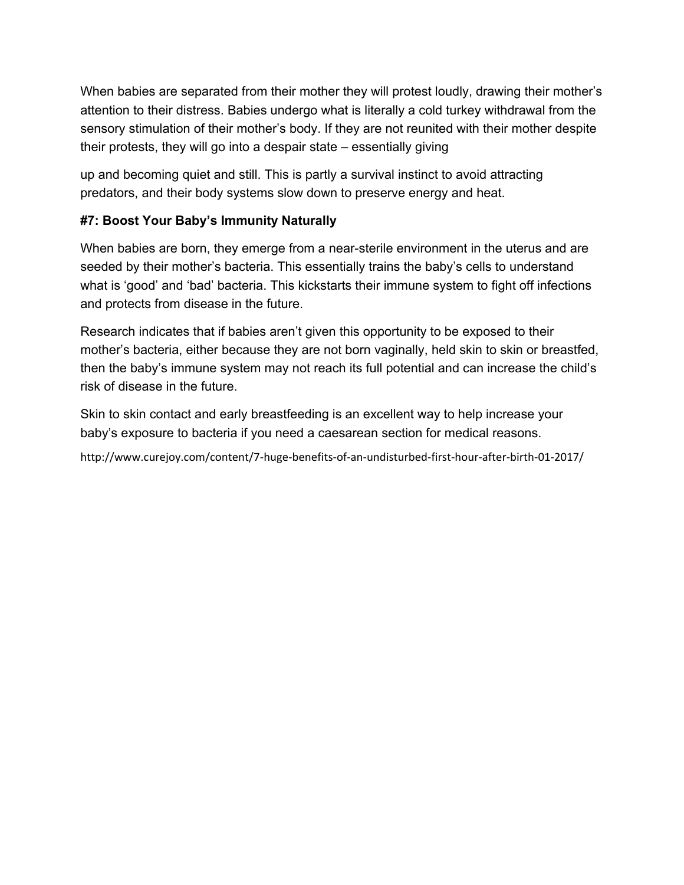When babies are separated from their mother they will protest loudly, drawing their mother's attention to their distress. Babies undergo what is literally a cold turkey withdrawal from the sensory stimulation of their mother's body. If they are not reunited with their mother despite their protests, they will go into a despair state – essentially giving up and becoming quiet and still. This is partly a survival instinct to avoid attracting predators, and their body systems slow down to preserve energy and heat.

**#7: Boost Your Baby's Immunity Naturally**

When babies are born, they emerge from a near-sterile environment in the uterus and are seeded by their mother's bacteria. This essentially trains the baby's cells to understand what is 'good' and 'bad' bacteria. This kickstarts their immune system to fight off infections and protects from disease in the future.

Research indicates that if babies aren't given this opportunity to be exposed to their mother's bacteria, either because they are not born vaginally, held skin to skin or breastfed, then the baby's immune system may not reach its full potential and can increase the child's risk of disease in the future.

Skin to skin contact and early breastfeeding is an excellent way to help increase your baby's exposure to bacteria if you need a caesarean section for medical reasons.

http://www.curejoy.com/content/7-huge-benefits-of-an-undisturbed-first-hour-after-birth-01-2017/